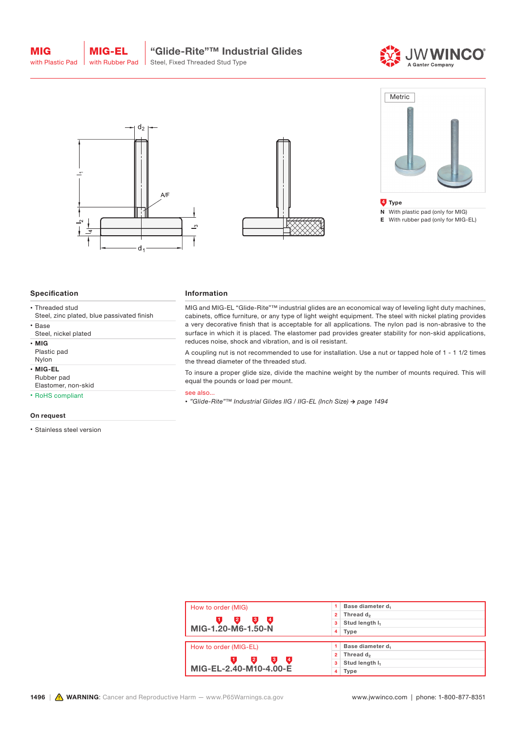# MIG with Plastic Pad | MIG-EL with Rubber Pad

## "Glide-Rite"™ Industrial Glides

Steel, Fixed Threaded Stud Type

Metric

**4 Type**

**N** With plastic pad (only for MIG)
**E** With rubber pad (only for MIG-EL)

## Specification

- Threaded stud
  Steel, zinc plated, blue passivated finish
- Base
  Steel, nickel plated
- **MIG**
  Plastic pad
  Nylon
- **MIG-EL**
  Rubber pad
  Elastomer, non-skid
- RoHS compliant

### On request

- Stainless steel version

## Information

MIG and MIG-EL "Glide-Rite"™ industrial glides are an economical way of leveling light duty machines, cabinets, office furniture, or any type of light weight equipment. The steel with nickel plating provides a very decorative finish that is acceptable for all applications. The nylon pad is non-abrasive to the surface in which it is placed. The elastomer pad provides greater stability for non-skid applications, reduces noise, shock and vibration, and is oil resistant.

A coupling nut is not recommended to use for installation. Use a nut or tapped hole of 1 - 1 1/2 times the thread diameter of the threaded stud.

To insure a proper glide size, divide the machine weight by the number of mounts required. This will equal the pounds or load per mount.

see also...

- *"Glide-Rite"™ Industrial Glides IIG / IIG-EL (Inch Size) → page 1494*

### How to order (MIG)

**MIG-1.20-M6-1.50-N**

| | |
|---|---|
| 1 | Base diameter $d_1$ |
| 2 | Thread $d_2$ |
| 3 | Stud length $l_1$ |
| 4 | Type |

### How to order (MIG-EL)

**MIG-EL-2.40-M10-4.00-E**

| | |
|---|---|
| 1 | Base diameter $d_1$ |
| 2 | Thread $d_2$ |
| 3 | Stud length $l_1$ |
| 4 | Type |

⚠ **WARNING**: Cancer and Reproductive Harm — www.P65Warnings.ca.gov

www.jwwinco.com | phone: 1-800-877-8351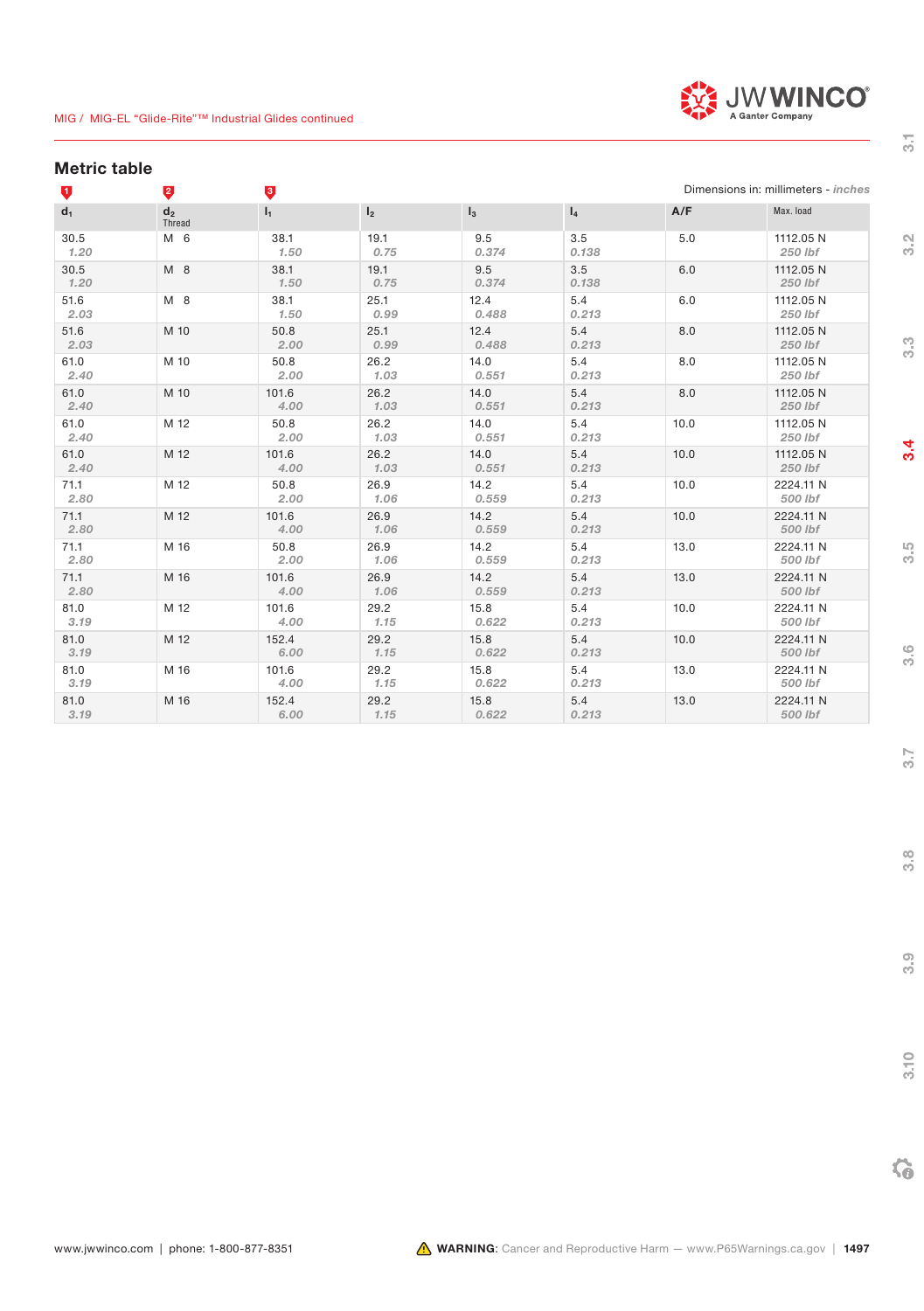MIG / MIG-EL "Glide-Rite"™ Industrial Glides continued

## Metric table

Dimensions in: millimeters - *inches*

| $d_1$ | $d_2$ Thread | $l_1$ | $l_2$ | $l_3$ | $l_4$ | A/F | Max. load |
|---|---|---|---|---|---|---|---|
| 30.5 *1.20* | M 6 | 38.1 *1.50* | 19.1 *0.75* | 9.5 *0.374* | 3.5 *0.138* | 5.0 | 1112.05 N *250 lbf* |
| 30.5 *1.20* | M 8 | 38.1 *1.50* | 19.1 *0.75* | 9.5 *0.374* | 3.5 *0.138* | 6.0 | 1112.05 N *250 lbf* |
| 51.6 *2.03* | M 8 | 38.1 *1.50* | 25.1 *0.99* | 12.4 *0.488* | 5.4 *0.213* | 6.0 | 1112.05 N *250 lbf* |
| 51.6 *2.03* | M 10 | 50.8 *2.00* | 25.1 *0.99* | 12.4 *0.488* | 5.4 *0.213* | 8.0 | 1112.05 N *250 lbf* |
| 61.0 *2.40* | M 10 | 50.8 *2.00* | 26.2 *1.03* | 14.0 *0.551* | 5.4 *0.213* | 8.0 | 1112.05 N *250 lbf* |
| 61.0 *2.40* | M 10 | 101.6 *4.00* | 26.2 *1.03* | 14.0 *0.551* | 5.4 *0.213* | 8.0 | 1112.05 N *250 lbf* |
| 61.0 *2.40* | M 12 | 50.8 *2.00* | 26.2 *1.03* | 14.0 *0.551* | 5.4 *0.213* | 10.0 | 1112.05 N *250 lbf* |
| 61.0 *2.40* | M 12 | 101.6 *4.00* | 26.2 *1.03* | 14.0 *0.551* | 5.4 *0.213* | 10.0 | 1112.05 N *250 lbf* |
| 71.1 *2.80* | M 12 | 50.8 *2.00* | 26.9 *1.06* | 14.2 *0.559* | 5.4 *0.213* | 10.0 | 2224.11 N *500 lbf* |
| 71.1 *2.80* | M 12 | 101.6 *4.00* | 26.9 *1.06* | 14.2 *0.559* | 5.4 *0.213* | 10.0 | 2224.11 N *500 lbf* |
| 71.1 *2.80* | M 16 | 50.8 *2.00* | 26.9 *1.06* | 14.2 *0.559* | 5.4 *0.213* | 13.0 | 2224.11 N *500 lbf* |
| 71.1 *2.80* | M 16 | 101.6 *4.00* | 26.9 *1.06* | 14.2 *0.559* | 5.4 *0.213* | 13.0 | 2224.11 N *500 lbf* |
| 81.0 *3.19* | M 12 | 101.6 *4.00* | 29.2 *1.15* | 15.8 *0.622* | 5.4 *0.213* | 10.0 | 2224.11 N *500 lbf* |
| 81.0 *3.19* | M 12 | 152.4 *6.00* | 29.2 *1.15* | 15.8 *0.622* | 5.4 *0.213* | 10.0 | 2224.11 N *500 lbf* |
| 81.0 *3.19* | M 16 | 101.6 *4.00* | 29.2 *1.15* | 15.8 *0.622* | 5.4 *0.213* | 13.0 | 2224.11 N *500 lbf* |
| 81.0 *3.19* | M 16 | 152.4 *6.00* | 29.2 *1.15* | 15.8 *0.622* | 5.4 *0.213* | 13.0 | 2224.11 N *500 lbf* |